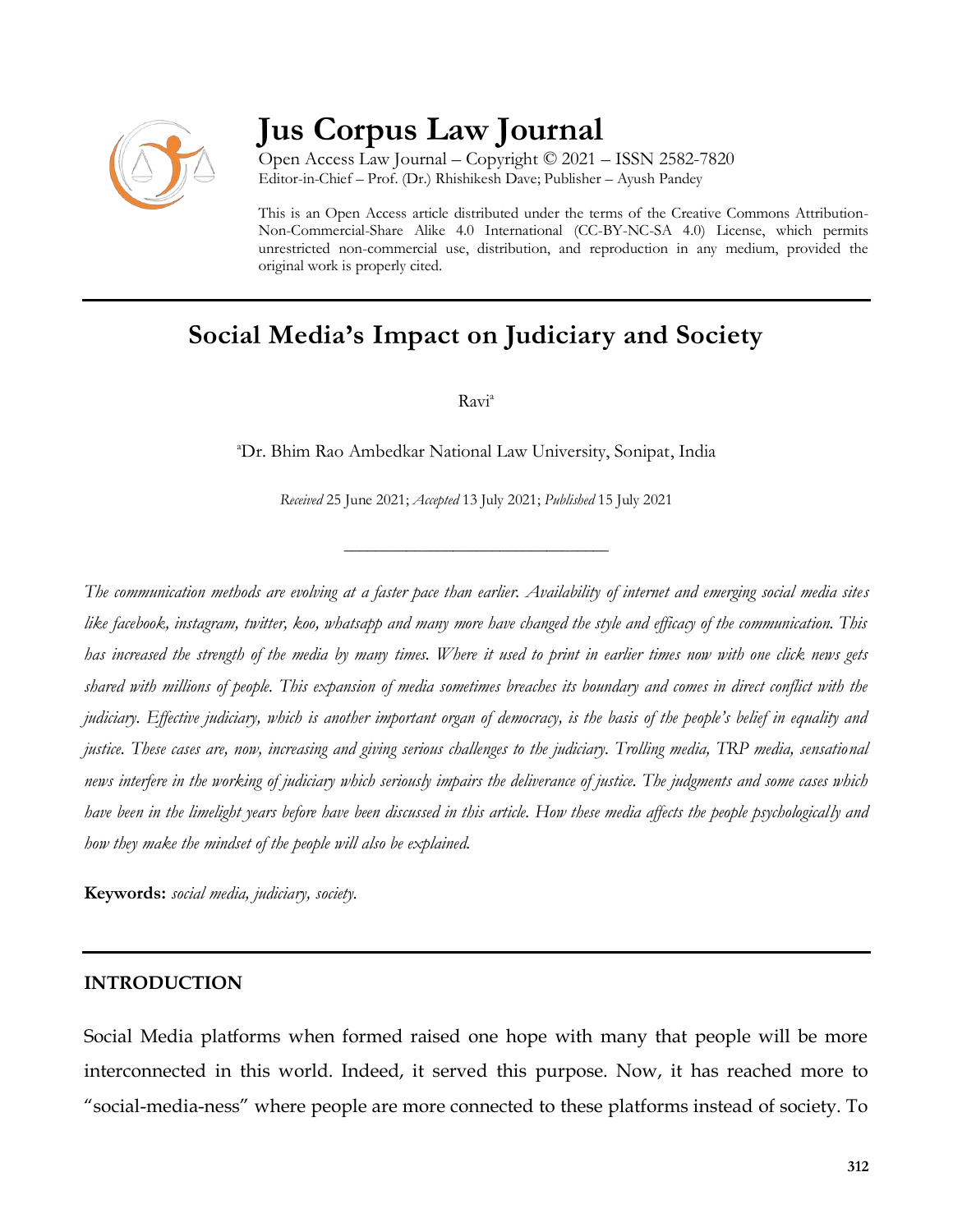# Jus Corpus Law Journal

Open Access Law Journal – Copyright © 2021 – ISSN 2582-7820
Editor-in-Chief – Prof. (Dr.) Rhishikesh Dave; Publisher – Ayush Pandey

This is an Open Access article distributed under the terms of the Creative Commons Attribution-Non-Commercial-Share Alike 4.0 International (CC-BY-NC-SA 4.0) License, which permits unrestricted non-commercial use, distribution, and reproduction in any medium, provided the original work is properly cited.

## Social Media's Impact on Judiciary and Society

Ravi[a]

[a]Dr. Bhim Rao Ambedkar National Law University, Sonipat, India

*Received* 25 June 2021; *Accepted* 13 July 2021; *Published* 15 July 2021

---

*The communication methods are evolving at a faster pace than earlier. Availability of internet and emerging social media sites like facebook, instagram, twitter, koo, whatsapp and many more have changed the style and efficacy of the communication. This has increased the strength of the media by many times. Where it used to print in earlier times now with one click news gets shared with millions of people. This expansion of media sometimes breaches its boundary and comes in direct conflict with the judiciary. Effective judiciary, which is another important organ of democracy, is the basis of the people's belief in equality and justice. These cases are, now, increasing and giving serious challenges to the judiciary. Trolling media, TRP media, sensational news interfere in the working of judiciary which seriously impairs the deliverance of justice. The judgments and some cases which have been in the limelight years before have been discussed in this article. How these media affects the people psychologically and how they make the mindset of the people will also be explained.*

**Keywords:** *social media, judiciary, society.*

---

### INTRODUCTION

Social Media platforms when formed raised one hope with many that people will be more interconnected in this world. Indeed, it served this purpose. Now, it has reached more to "social-media-ness" where people are more connected to these platforms instead of society. To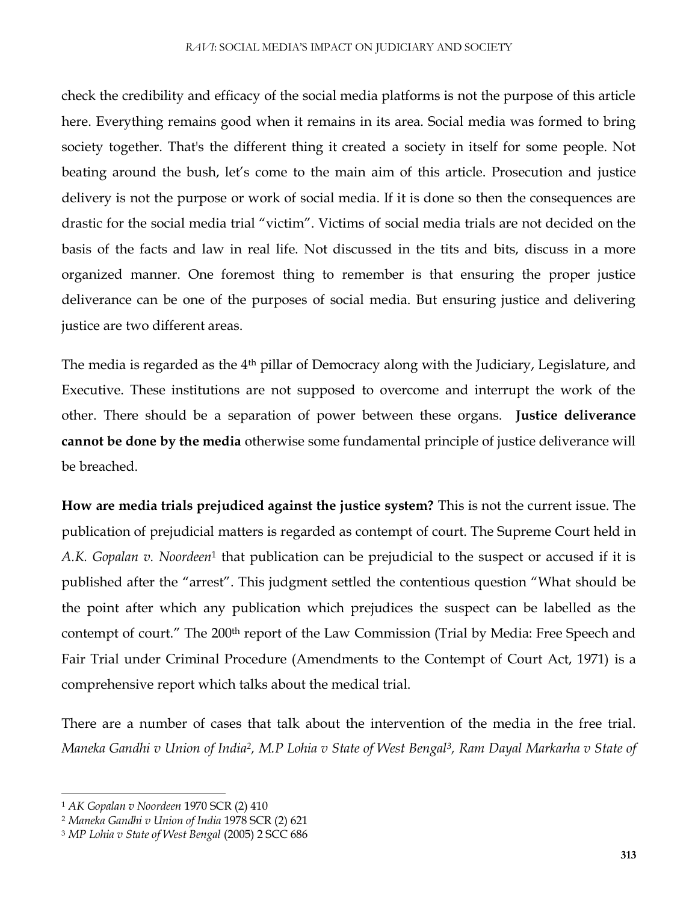check the credibility and efficacy of the social media platforms is not the purpose of this article here. Everything remains good when it remains in its area. Social media was formed to bring society together. That's the different thing it created a society in itself for some people. Not beating around the bush, let's come to the main aim of this article. Prosecution and justice delivery is not the purpose or work of social media. If it is done so then the consequences are drastic for the social media trial "victim". Victims of social media trials are not decided on the basis of the facts and law in real life. Not discussed in the tits and bits, discuss in a more organized manner. One foremost thing to remember is that ensuring the proper justice deliverance can be one of the purposes of social media. But ensuring justice and delivering justice are two different areas.

The media is regarded as the 4th pillar of Democracy along with the Judiciary, Legislature, and Executive. These institutions are not supposed to overcome and interrupt the work of the other. There should be a separation of power between these organs. **Justice deliverance cannot be done by the media** otherwise some fundamental principle of justice deliverance will be breached.

**How are media trials prejudiced against the justice system?** This is not the current issue. The publication of prejudicial matters is regarded as contempt of court. The Supreme Court held in *A.K. Gopalan v. Noordeen*[1] that publication can be prejudicial to the suspect or accused if it is published after the "arrest". This judgment settled the contentious question "What should be the point after which any publication which prejudices the suspect can be labelled as the contempt of court." The 200th report of the Law Commission (Trial by Media: Free Speech and Fair Trial under Criminal Procedure (Amendments to the Contempt of Court Act, 1971) is a comprehensive report which talks about the medical trial.

There are a number of cases that talk about the intervention of the media in the free trial. *Maneka Gandhi v Union of India*[2], *M.P Lohia v State of West Bengal*[3], *Ram Dayal Markarha v State of*

---

[1] *AK Gopalan v Noordeen* 1970 SCR (2) 410

[2] *Maneka Gandhi v Union of India* 1978 SCR (2) 621

[3] *MP Lohia v State of West Bengal* (2005) 2 SCC 686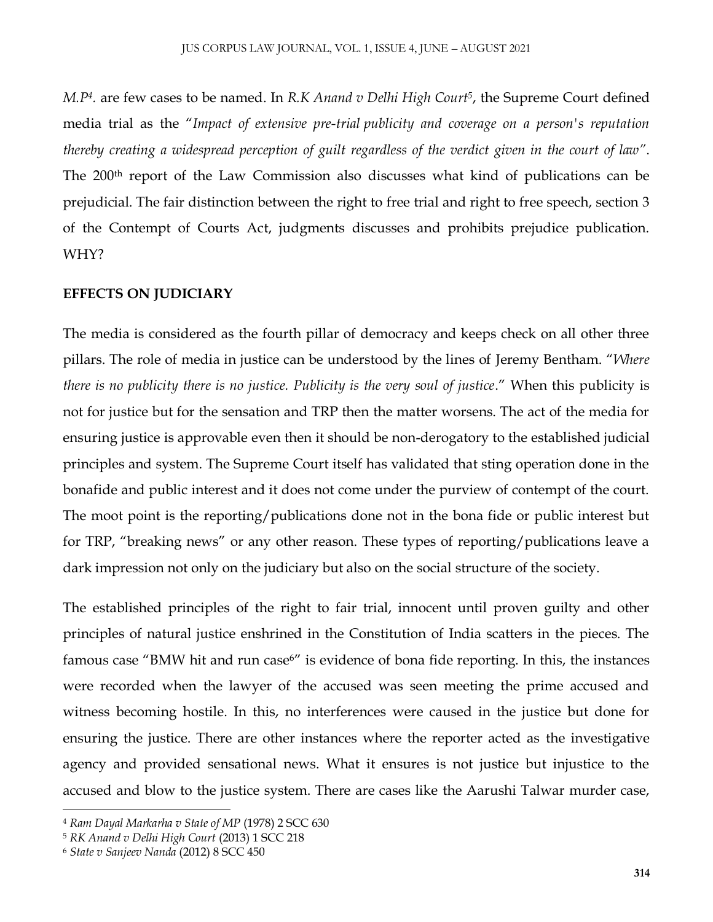*M.P*[4]. are few cases to be named. In *R.K Anand v Delhi High Court*[5], the Supreme Court defined media trial as the "*Impact of extensive pre-trial publicity and coverage on a person's reputation thereby creating a widespread perception of guilt regardless of the verdict given in the court of law*". The 200th report of the Law Commission also discusses what kind of publications can be prejudicial. The fair distinction between the right to free trial and right to free speech, section 3 of the Contempt of Courts Act, judgments discusses and prohibits prejudice publication. WHY?

**EFFECTS ON JUDICIARY**

The media is considered as the fourth pillar of democracy and keeps check on all other three pillars. The role of media in justice can be understood by the lines of Jeremy Bentham. "*Where there is no publicity there is no justice. Publicity is the very soul of justice*." When this publicity is not for justice but for the sensation and TRP then the matter worsens. The act of the media for ensuring justice is approvable even then it should be non-derogatory to the established judicial principles and system. The Supreme Court itself has validated that sting operation done in the bonafide and public interest and it does not come under the purview of contempt of the court. The moot point is the reporting/publications done not in the bona fide or public interest but for TRP, "breaking news" or any other reason. These types of reporting/publications leave a dark impression not only on the judiciary but also on the social structure of the society.

The established principles of the right to fair trial, innocent until proven guilty and other principles of natural justice enshrined in the Constitution of India scatters in the pieces. The famous case "BMW hit and run case[6]" is evidence of bona fide reporting. In this, the instances were recorded when the lawyer of the accused was seen meeting the prime accused and witness becoming hostile. In this, no interferences were caused in the justice but done for ensuring the justice. There are other instances where the reporter acted as the investigative agency and provided sensational news. What it ensures is not justice but injustice to the accused and blow to the justice system. There are cases like the Aarushi Talwar murder case,

---

[4] *Ram Dayal Markarha v State of MP* (1978) 2 SCC 630

[5] *RK Anand v Delhi High Court* (2013) 1 SCC 218

[6] *State v Sanjeev Nanda* (2012) 8 SCC 450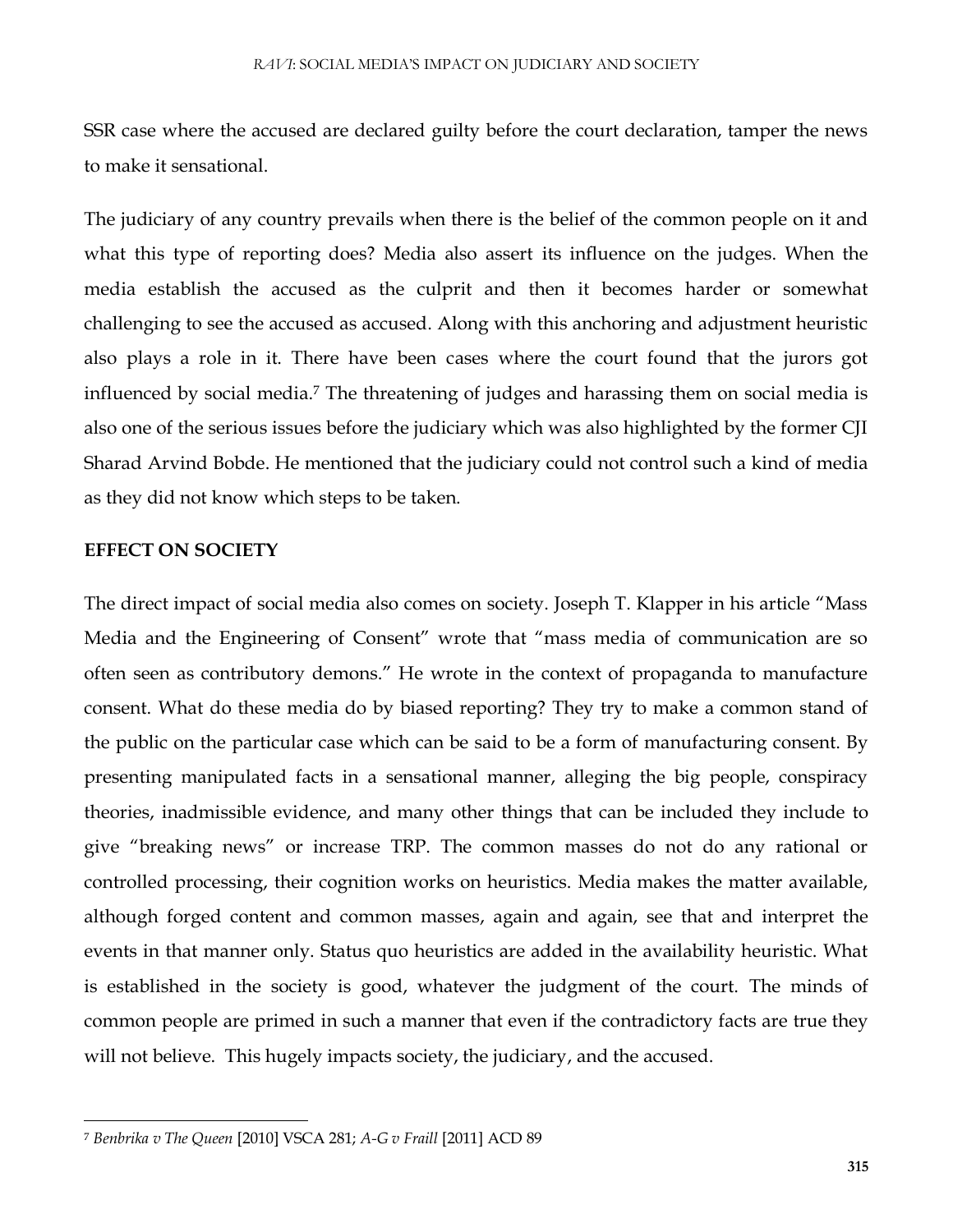SSR case where the accused are declared guilty before the court declaration, tamper the news to make it sensational.

The judiciary of any country prevails when there is the belief of the common people on it and what this type of reporting does? Media also assert its influence on the judges. When the media establish the accused as the culprit and then it becomes harder or somewhat challenging to see the accused as accused. Along with this anchoring and adjustment heuristic also plays a role in it. There have been cases where the court found that the jurors got influenced by social media.[7] The threatening of judges and harassing them on social media is also one of the serious issues before the judiciary which was also highlighted by the former CJI Sharad Arvind Bobde. He mentioned that the judiciary could not control such a kind of media as they did not know which steps to be taken.

**EFFECT ON SOCIETY**

The direct impact of social media also comes on society. Joseph T. Klapper in his article "Mass Media and the Engineering of Consent" wrote that "mass media of communication are so often seen as contributory demons." He wrote in the context of propaganda to manufacture consent. What do these media do by biased reporting? They try to make a common stand of the public on the particular case which can be said to be a form of manufacturing consent. By presenting manipulated facts in a sensational manner, alleging the big people, conspiracy theories, inadmissible evidence, and many other things that can be included they include to give "breaking news" or increase TRP. The common masses do not do any rational or controlled processing, their cognition works on heuristics. Media makes the matter available, although forged content and common masses, again and again, see that and interpret the events in that manner only. Status quo heuristics are added in the availability heuristic. What is established in the society is good, whatever the judgment of the court. The minds of common people are primed in such a manner that even if the contradictory facts are true they will not believe. This hugely impacts society, the judiciary, and the accused.

---

[7] *Benbrika v The Queen* [2010] VSCA 281; *A-G v Fraill* [2011] ACD 89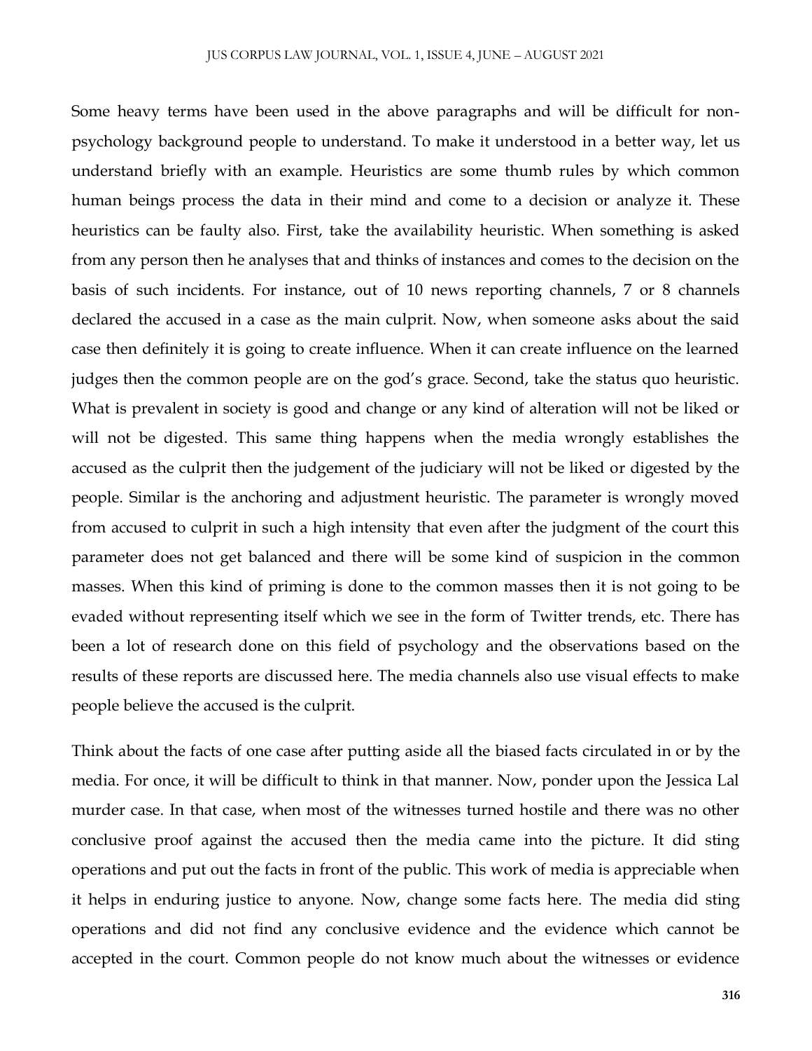Some heavy terms have been used in the above paragraphs and will be difficult for non-psychology background people to understand. To make it understood in a better way, let us understand briefly with an example. Heuristics are some thumb rules by which common human beings process the data in their mind and come to a decision or analyze it. These heuristics can be faulty also. First, take the availability heuristic. When something is asked from any person then he analyses that and thinks of instances and comes to the decision on the basis of such incidents. For instance, out of 10 news reporting channels, 7 or 8 channels declared the accused in a case as the main culprit. Now, when someone asks about the said case then definitely it is going to create influence. When it can create influence on the learned judges then the common people are on the god's grace. Second, take the status quo heuristic. What is prevalent in society is good and change or any kind of alteration will not be liked or will not be digested. This same thing happens when the media wrongly establishes the accused as the culprit then the judgement of the judiciary will not be liked or digested by the people. Similar is the anchoring and adjustment heuristic. The parameter is wrongly moved from accused to culprit in such a high intensity that even after the judgment of the court this parameter does not get balanced and there will be some kind of suspicion in the common masses. When this kind of priming is done to the common masses then it is not going to be evaded without representing itself which we see in the form of Twitter trends, etc. There has been a lot of research done on this field of psychology and the observations based on the results of these reports are discussed here. The media channels also use visual effects to make people believe the accused is the culprit.

Think about the facts of one case after putting aside all the biased facts circulated in or by the media. For once, it will be difficult to think in that manner. Now, ponder upon the Jessica Lal murder case. In that case, when most of the witnesses turned hostile and there was no other conclusive proof against the accused then the media came into the picture. It did sting operations and put out the facts in front of the public. This work of media is appreciable when it helps in enduring justice to anyone. Now, change some facts here. The media did sting operations and did not find any conclusive evidence and the evidence which cannot be accepted in the court. Common people do not know much about the witnesses or evidence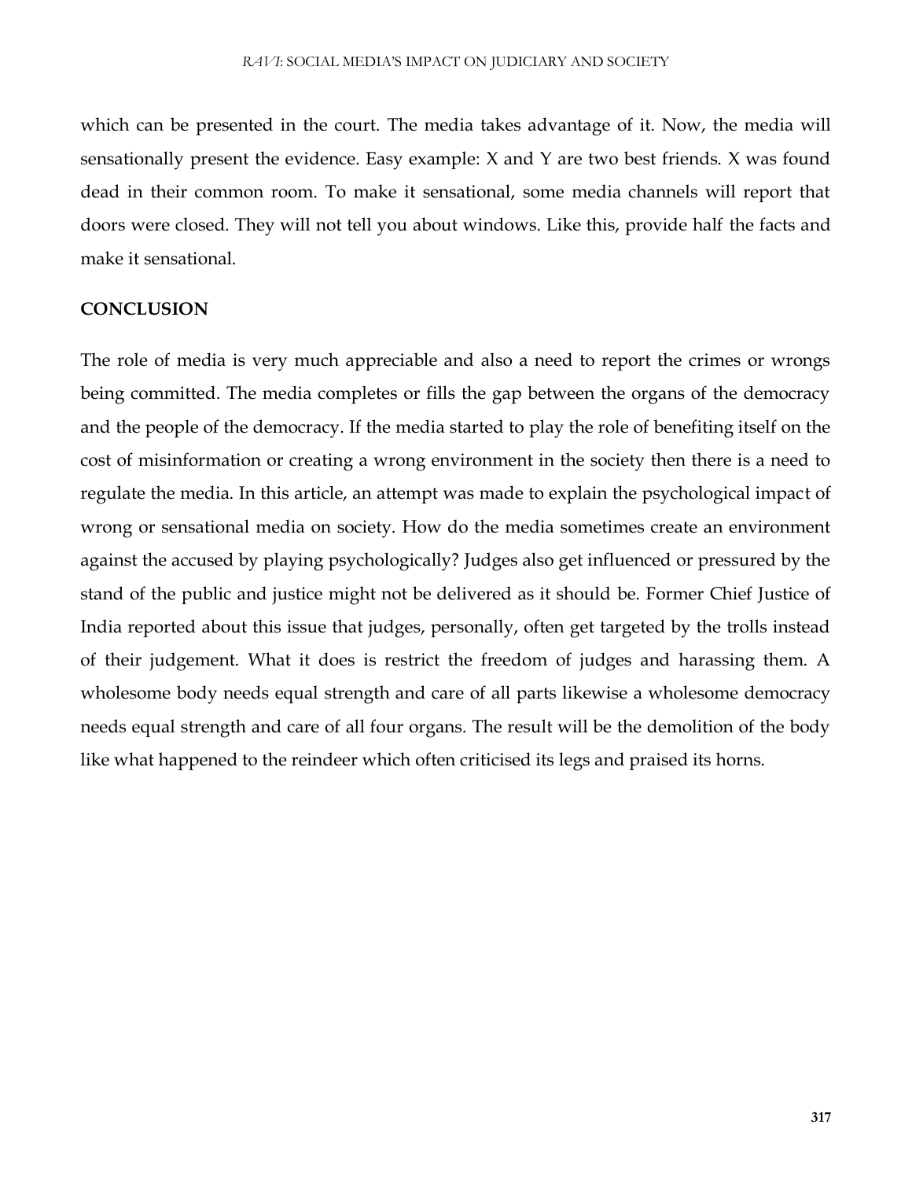which can be presented in the court. The media takes advantage of it. Now, the media will sensationally present the evidence. Easy example: X and Y are two best friends. X was found dead in their common room. To make it sensational, some media channels will report that doors were closed. They will not tell you about windows. Like this, provide half the facts and make it sensational.

## CONCLUSION

The role of media is very much appreciable and also a need to report the crimes or wrongs being committed. The media completes or fills the gap between the organs of the democracy and the people of the democracy. If the media started to play the role of benefiting itself on the cost of misinformation or creating a wrong environment in the society then there is a need to regulate the media. In this article, an attempt was made to explain the psychological impact of wrong or sensational media on society. How do the media sometimes create an environment against the accused by playing psychologically? Judges also get influenced or pressured by the stand of the public and justice might not be delivered as it should be. Former Chief Justice of India reported about this issue that judges, personally, often get targeted by the trolls instead of their judgement. What it does is restrict the freedom of judges and harassing them. A wholesome body needs equal strength and care of all parts likewise a wholesome democracy needs equal strength and care of all four organs. The result will be the demolition of the body like what happened to the reindeer which often criticised its legs and praised its horns.